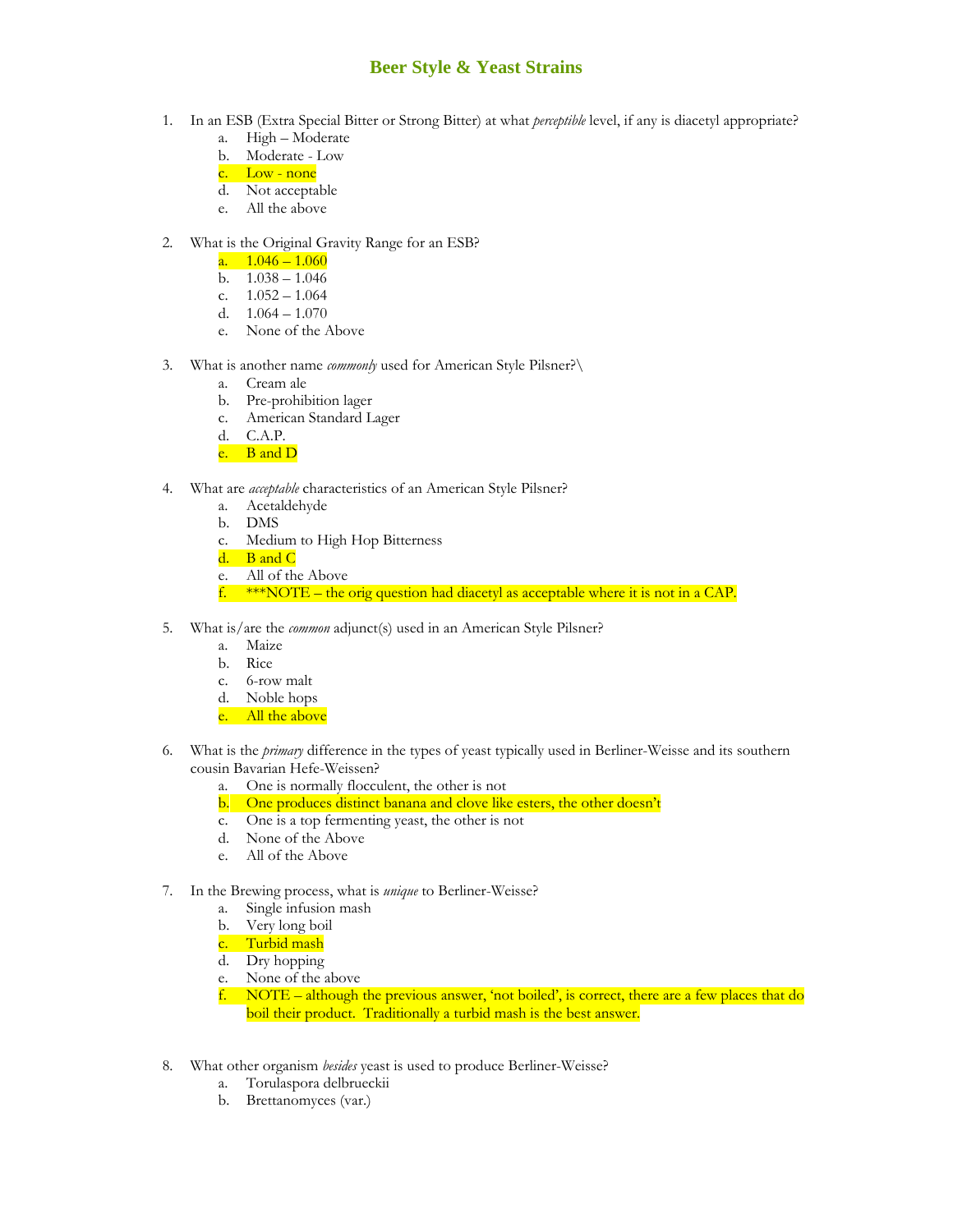# Beer Style & Yeast Strains

1. In an ESB (Extra Special Bitter or Strong Bitter) at what *perceptible* level, if any is diacetyl appropriate?
   a. High – Moderate
   b. Moderate - Low
   c. Low - none
   d. Not acceptable
   e. All the above

2. What is the Original Gravity Range for an ESB?
   a. 1.046 – 1.060
   b. 1.038 – 1.046
   c. 1.052 – 1.064
   d. 1.064 – 1.070
   e. None of the Above

3. What is another name *commonly* used for American Style Pilsner?\
   a. Cream ale
   b. Pre-prohibition lager
   c. American Standard Lager
   d. C.A.P.
   e. B and D

4. What are *acceptable* characteristics of an American Style Pilsner?
   a. Acetaldehyde
   b. DMS
   c. Medium to High Hop Bitterness
   d. B and C
   e. All of the Above
   f. ***NOTE – the orig question had diacetyl as acceptable where it is not in a CAP.

5. What is/are the *common* adjunct(s) used in an American Style Pilsner?
   a. Maize
   b. Rice
   c. 6-row malt
   d. Noble hops
   e. All the above

6. What is the *primary* difference in the types of yeast typically used in Berliner-Weisse and its southern cousin Bavarian Hefe-Weissen?
   a. One is normally flocculent, the other is not
   b. One produces distinct banana and clove like esters, the other doesn't
   c. One is a top fermenting yeast, the other is not
   d. None of the Above
   e. All of the Above

7. In the Brewing process, what is *unique* to Berliner-Weisse?
   a. Single infusion mash
   b. Very long boil
   c. Turbid mash
   d. Dry hopping
   e. None of the above
   f. NOTE – although the previous answer, 'not boiled', is correct, there are a few places that do boil their product. Traditionally a turbid mash is the best answer.

8. What other organism *besides* yeast is used to produce Berliner-Weisse?
   a. Torulaspora delbrueckii
   b. Brettanomyces (var.)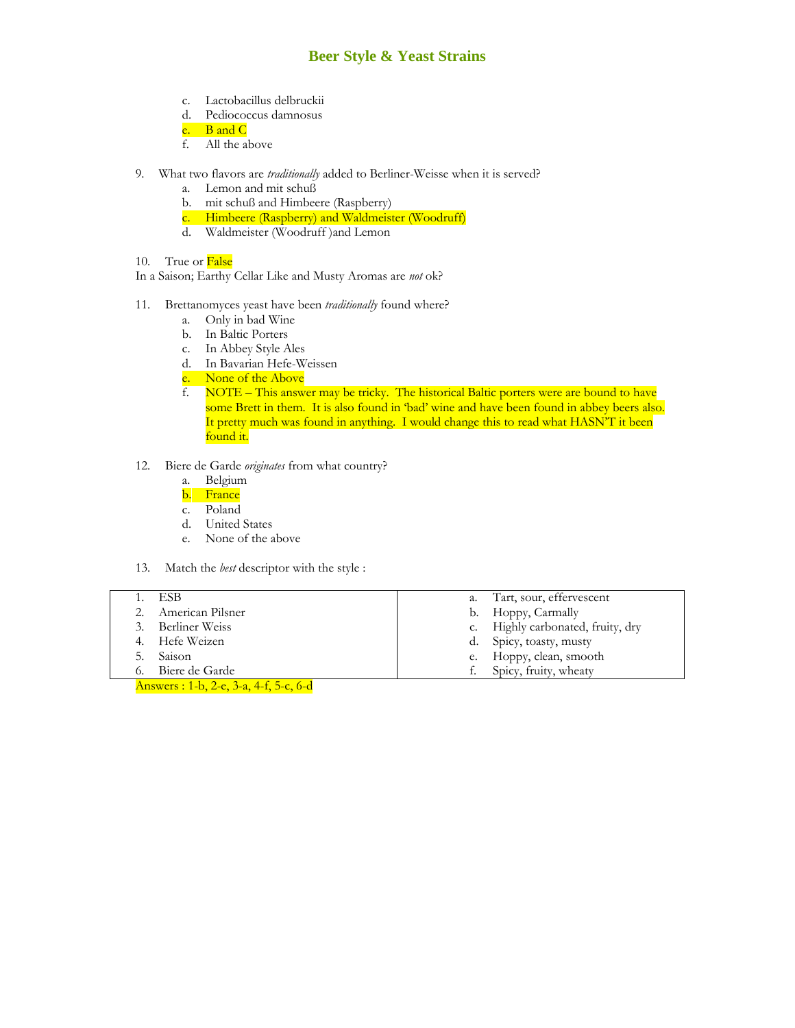c. Lactobacillus delbruckii
d. Pediococcus damnosus
e. B and C
f. All the above

9. What two flavors are *traditionally* added to Berliner-Weisse when it is served?
   a. Lemon and mit schuß
   b. mit schuß and Himbeere (Raspberry)
   c. Himbeere (Raspberry) and Waldmeister (Woodruff)
   d. Waldmeister (Woodruff )and Lemon

10. True or False
In a Saison; Earthy Cellar Like and Musty Aromas are *not* ok?

11. Brettanomyces yeast have been *traditionally* found where?
   a. Only in bad Wine
   b. In Baltic Porters
   c. In Abbey Style Ales
   d. In Bavarian Hefe-Weissen
   e. None of the Above
   f. NOTE – This answer may be tricky. The historical Baltic porters were are bound to have some Brett in them. It is also found in 'bad' wine and have been found in abbey beers also. It pretty much was found in anything. I would change this to read what HASN'T it been found it.

12. Biere de Garde *originates* from what country?
   a. Belgium
   b. France
   c. Poland
   d. United States
   e. None of the above

13. Match the *best* descriptor with the style :

| | |
|---|---|
| 1. ESB | a. Tart, sour, effervescent |
| 2. American Pilsner | b. Hoppy, Carmally |
| 3. Berliner Weiss | c. Highly carbonated, fruity, dry |
| 4. Hefe Weizen | d. Spicy, toasty, musty |
| 5. Saison | e. Hoppy, clean, smooth |
| 6. Biere de Garde | f. Spicy, fruity, wheaty |

Answers : 1-b, 2-e, 3-a, 4-f, 5-c, 6-d